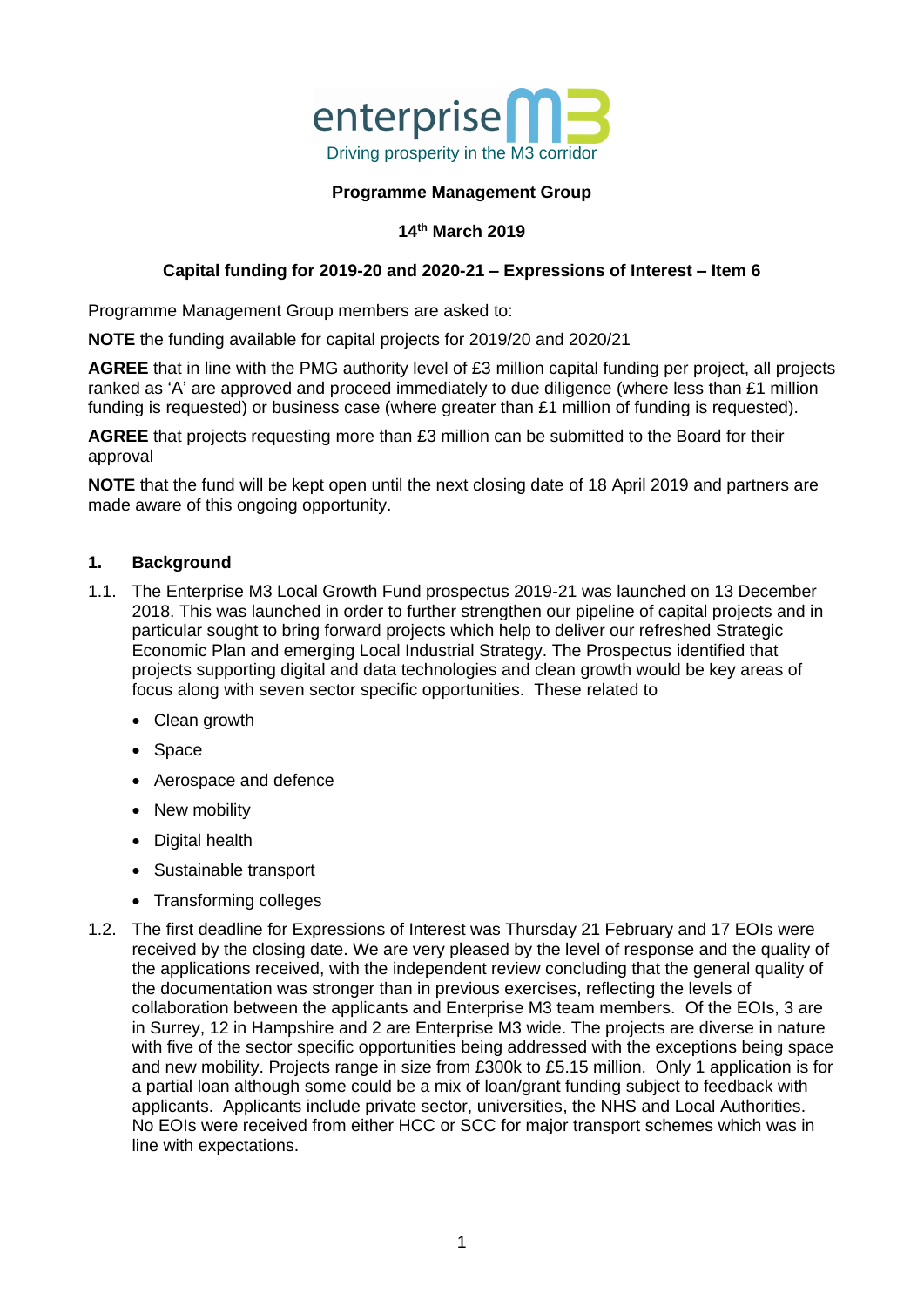enterprise M3

Driving prosperity in the M3 corridor

**Programme Management Group**

**14th March 2019**

**Capital funding for 2019-20 and 2020-21 – Expressions of Interest – Item 6**

Programme Management Group members are asked to:

**NOTE** the funding available for capital projects for 2019/20 and 2020/21

**AGREE** that in line with the PMG authority level of £3 million capital funding per project, all projects ranked as 'A' are approved and proceed immediately to due diligence (where less than £1 million funding is requested) or business case (where greater than £1 million of funding is requested).

**AGREE** that projects requesting more than £3 million can be submitted to the Board for their approval

**NOTE** that the fund will be kept open until the next closing date of 18 April 2019 and partners are made aware of this ongoing opportunity.

## 1. Background

1.1. The Enterprise M3 Local Growth Fund prospectus 2019-21 was launched on 13 December 2018. This was launched in order to further strengthen our pipeline of capital projects and in particular sought to bring forward projects which help to deliver our refreshed Strategic Economic Plan and emerging Local Industrial Strategy. The Prospectus identified that projects supporting digital and data technologies and clean growth would be key areas of focus along with seven sector specific opportunities. These related to

- Clean growth
- Space
- Aerospace and defence
- New mobility
- Digital health
- Sustainable transport
- Transforming colleges

1.2. The first deadline for Expressions of Interest was Thursday 21 February and 17 EOIs were received by the closing date. We are very pleased by the level of response and the quality of the applications received, with the independent review concluding that the general quality of the documentation was stronger than in previous exercises, reflecting the levels of collaboration between the applicants and Enterprise M3 team members. Of the EOIs, 3 are in Surrey, 12 in Hampshire and 2 are Enterprise M3 wide. The projects are diverse in nature with five of the sector specific opportunities being addressed with the exceptions being space and new mobility. Projects range in size from £300k to £5.15 million. Only 1 application is for a partial loan although some could be a mix of loan/grant funding subject to feedback with applicants. Applicants include private sector, universities, the NHS and Local Authorities. No EOIs were received from either HCC or SCC for major transport schemes which was in line with expectations.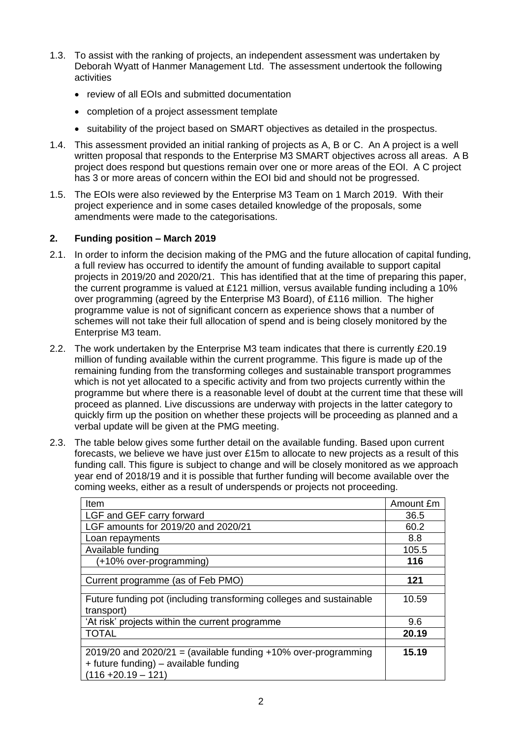1.3. To assist with the ranking of projects, an independent assessment was undertaken by Deborah Wyatt of Hanmer Management Ltd. The assessment undertook the following activities

- review of all EOIs and submitted documentation
- completion of a project assessment template
- suitability of the project based on SMART objectives as detailed in the prospectus.

1.4. This assessment provided an initial ranking of projects as A, B or C. An A project is a well written proposal that responds to the Enterprise M3 SMART objectives across all areas. A B project does respond but questions remain over one or more areas of the EOI. A C project has 3 or more areas of concern within the EOI bid and should not be progressed.

1.5. The EOIs were also reviewed by the Enterprise M3 Team on 1 March 2019. With their project experience and in some cases detailed knowledge of the proposals, some amendments were made to the categorisations.

## 2. Funding position – March 2019

2.1. In order to inform the decision making of the PMG and the future allocation of capital funding, a full review has occurred to identify the amount of funding available to support capital projects in 2019/20 and 2020/21. This has identified that at the time of preparing this paper, the current programme is valued at £121 million, versus available funding including a 10% over programming (agreed by the Enterprise M3 Board), of £116 million. The higher programme value is not of significant concern as experience shows that a number of schemes will not take their full allocation of spend and is being closely monitored by the Enterprise M3 team.

2.2. The work undertaken by the Enterprise M3 team indicates that there is currently £20.19 million of funding available within the current programme. This figure is made up of the remaining funding from the transforming colleges and sustainable transport programmes which is not yet allocated to a specific activity and from two projects currently within the programme but where there is a reasonable level of doubt at the current time that these will proceed as planned. Live discussions are underway with projects in the latter category to quickly firm up the position on whether these projects will be proceeding as planned and a verbal update will be given at the PMG meeting.

2.3. The table below gives some further detail on the available funding. Based upon current forecasts, we believe we have just over £15m to allocate to new projects as a result of this funding call. This figure is subject to change and will be closely monitored as we approach year end of 2018/19 and it is possible that further funding will become available over the coming weeks, either as a result of underspends or projects not proceeding.

| Item | Amount £m |
|---|---|
| LGF and GEF carry forward | 36.5 |
| LGF amounts for 2019/20 and 2020/21 | 60.2 |
| Loan repayments | 8.8 |
| Available funding | 105.5 |
| (+10% over-programming) | **116** |
| | |
| Current programme (as of Feb PMO) | **121** |
| | |
| Future funding pot (including transforming colleges and sustainable transport) | 10.59 |
| 'At risk' projects within the current programme | 9.6 |
| TOTAL | **20.19** |
| | |
| 2019/20 and 2020/21 = (available funding +10% over-programming + future funding) – available funding (116 +20.19 – 121) | **15.19** |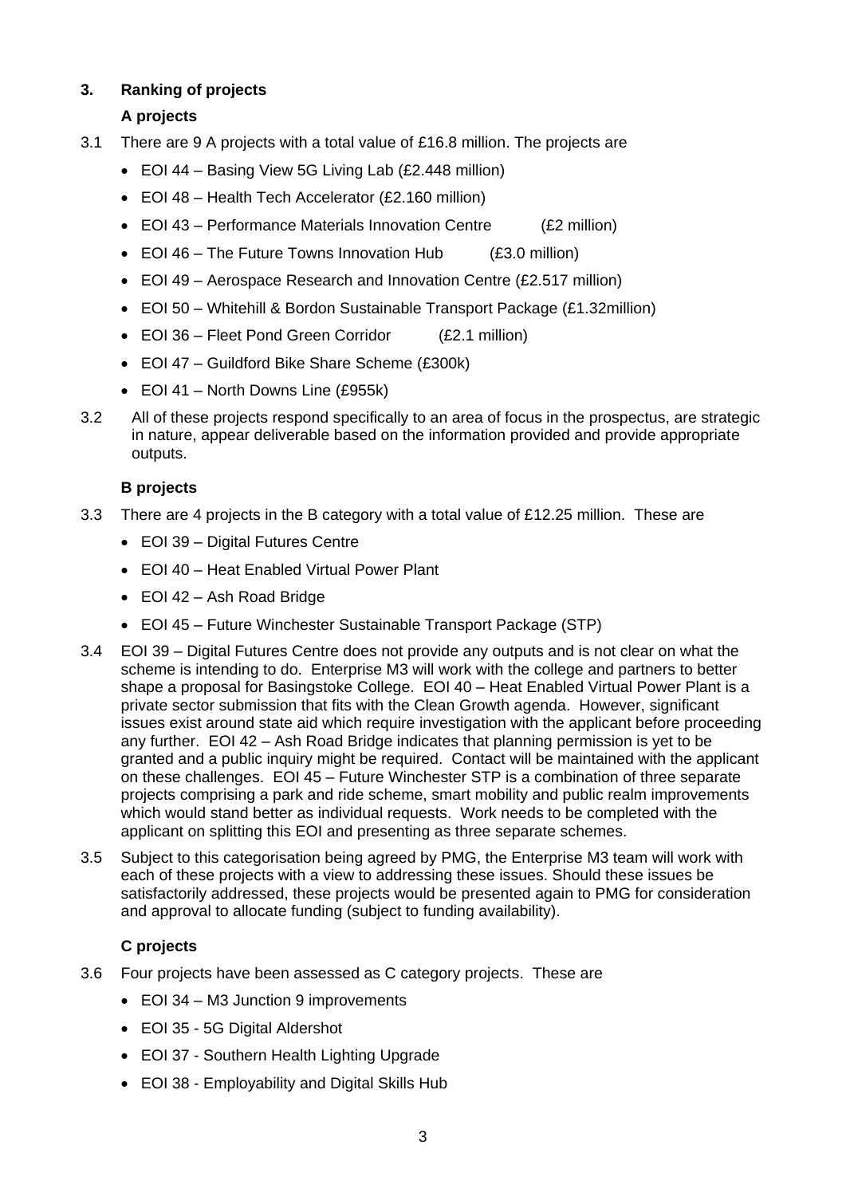## 3. Ranking of projects

### A projects

3.1 There are 9 A projects with a total value of £16.8 million. The projects are

- EOI 44 – Basing View 5G Living Lab (£2.448 million)
- EOI 48 – Health Tech Accelerator (£2.160 million)
- EOI 43 – Performance Materials Innovation Centre (£2 million)
- EOI 46 – The Future Towns Innovation Hub (£3.0 million)
- EOI 49 – Aerospace Research and Innovation Centre (£2.517 million)
- EOI 50 – Whitehill & Bordon Sustainable Transport Package (£1.32million)
- EOI 36 – Fleet Pond Green Corridor (£2.1 million)
- EOI 47 – Guildford Bike Share Scheme (£300k)
- EOI 41 – North Downs Line (£955k)

3.2 All of these projects respond specifically to an area of focus in the prospectus, are strategic in nature, appear deliverable based on the information provided and provide appropriate outputs.

### B projects

3.3 There are 4 projects in the B category with a total value of £12.25 million. These are

- EOI 39 – Digital Futures Centre
- EOI 40 – Heat Enabled Virtual Power Plant
- EOI 42 – Ash Road Bridge
- EOI 45 – Future Winchester Sustainable Transport Package (STP)

3.4 EOI 39 – Digital Futures Centre does not provide any outputs and is not clear on what the scheme is intending to do. Enterprise M3 will work with the college and partners to better shape a proposal for Basingstoke College. EOI 40 – Heat Enabled Virtual Power Plant is a private sector submission that fits with the Clean Growth agenda. However, significant issues exist around state aid which require investigation with the applicant before proceeding any further. EOI 42 – Ash Road Bridge indicates that planning permission is yet to be granted and a public inquiry might be required. Contact will be maintained with the applicant on these challenges. EOI 45 – Future Winchester STP is a combination of three separate projects comprising a park and ride scheme, smart mobility and public realm improvements which would stand better as individual requests. Work needs to be completed with the applicant on splitting this EOI and presenting as three separate schemes.

3.5 Subject to this categorisation being agreed by PMG, the Enterprise M3 team will work with each of these projects with a view to addressing these issues. Should these issues be satisfactorily addressed, these projects would be presented again to PMG for consideration and approval to allocate funding (subject to funding availability).

### C projects

3.6 Four projects have been assessed as C category projects. These are

- EOI 34 – M3 Junction 9 improvements
- EOI 35 - 5G Digital Aldershot
- EOI 37 - Southern Health Lighting Upgrade
- EOI 38 - Employability and Digital Skills Hub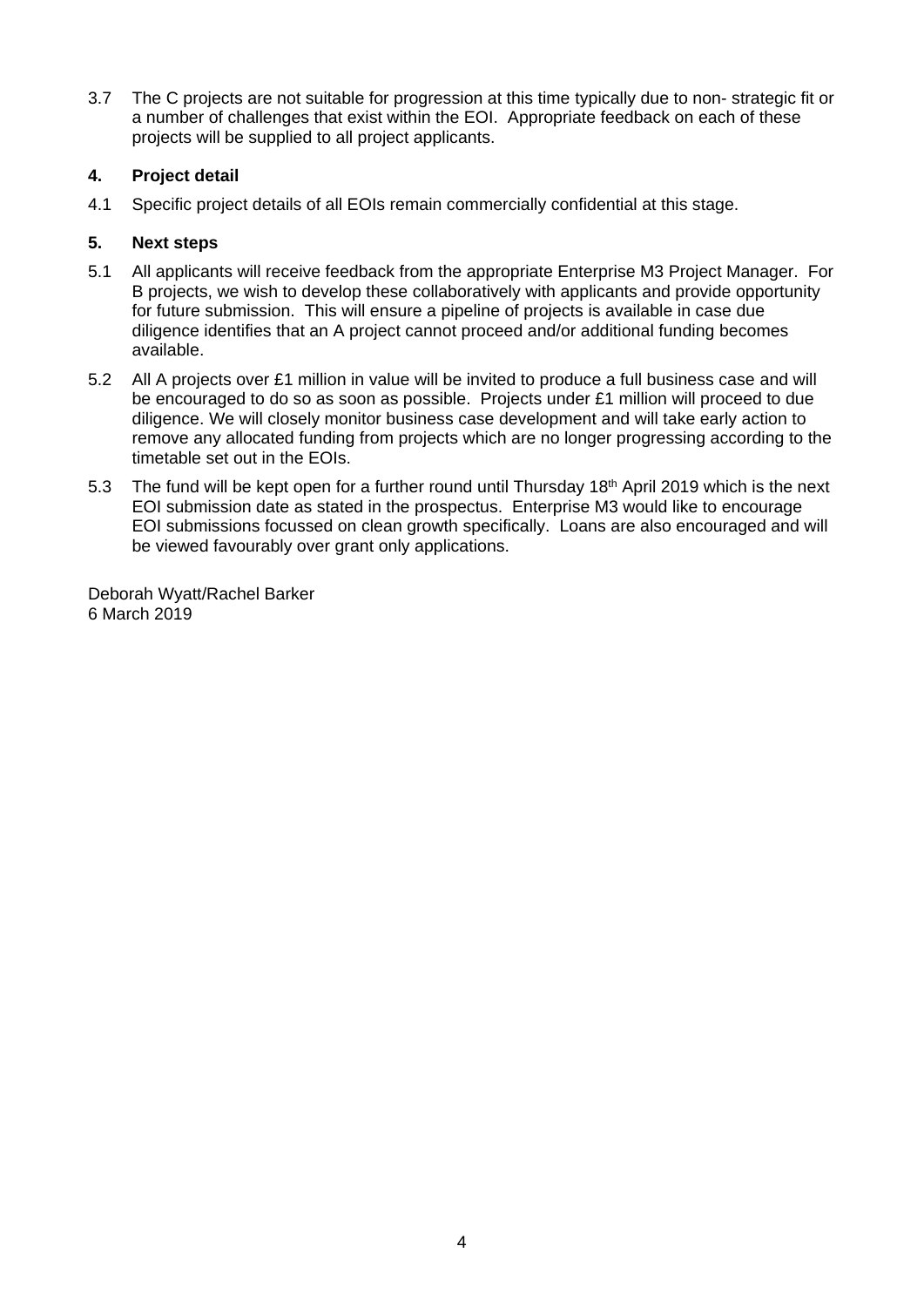3.7 The C projects are not suitable for progression at this time typically due to non- strategic fit or a number of challenges that exist within the EOI. Appropriate feedback on each of these projects will be supplied to all project applicants.

**4. Project detail**

4.1 Specific project details of all EOIs remain commercially confidential at this stage.

**5. Next steps**

5.1 All applicants will receive feedback from the appropriate Enterprise M3 Project Manager. For B projects, we wish to develop these collaboratively with applicants and provide opportunity for future submission. This will ensure a pipeline of projects is available in case due diligence identifies that an A project cannot proceed and/or additional funding becomes available.

5.2 All A projects over £1 million in value will be invited to produce a full business case and will be encouraged to do so as soon as possible. Projects under £1 million will proceed to due diligence. We will closely monitor business case development and will take early action to remove any allocated funding from projects which are no longer progressing according to the timetable set out in the EOIs.

5.3 The fund will be kept open for a further round until Thursday 18th April 2019 which is the next EOI submission date as stated in the prospectus. Enterprise M3 would like to encourage EOI submissions focussed on clean growth specifically. Loans are also encouraged and will be viewed favourably over grant only applications.

Deborah Wyatt/Rachel Barker
6 March 2019